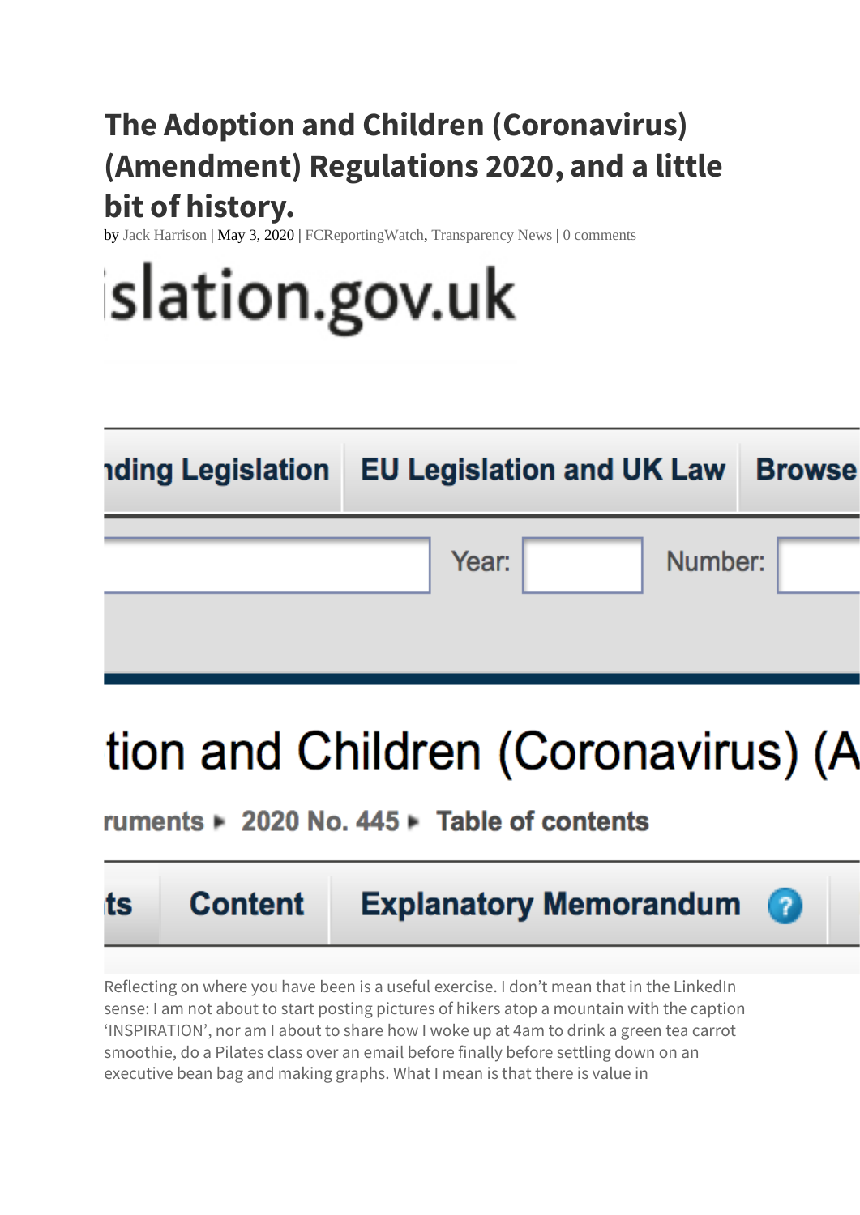# The Adoption and Children (Coronavirus) (Amendment) Regulations 2020, and a little bit of history.

by Jack Harrison | May 3, 2020 | FCReportingWatch, Transparency News | 0 comments

Reflecting on where you have been is a useful exercise. I don't mean that in the LinkedIn sense: I am not about to start posting pictures of hikers atop a mountain with the caption 'INSPIRATION', nor am I about to share how I woke up at 4am to drink a green tea carrot smoothie, do a Pilates class over an email before finally before settling down on an executive bean bag and making graphs. What I mean is that there is value in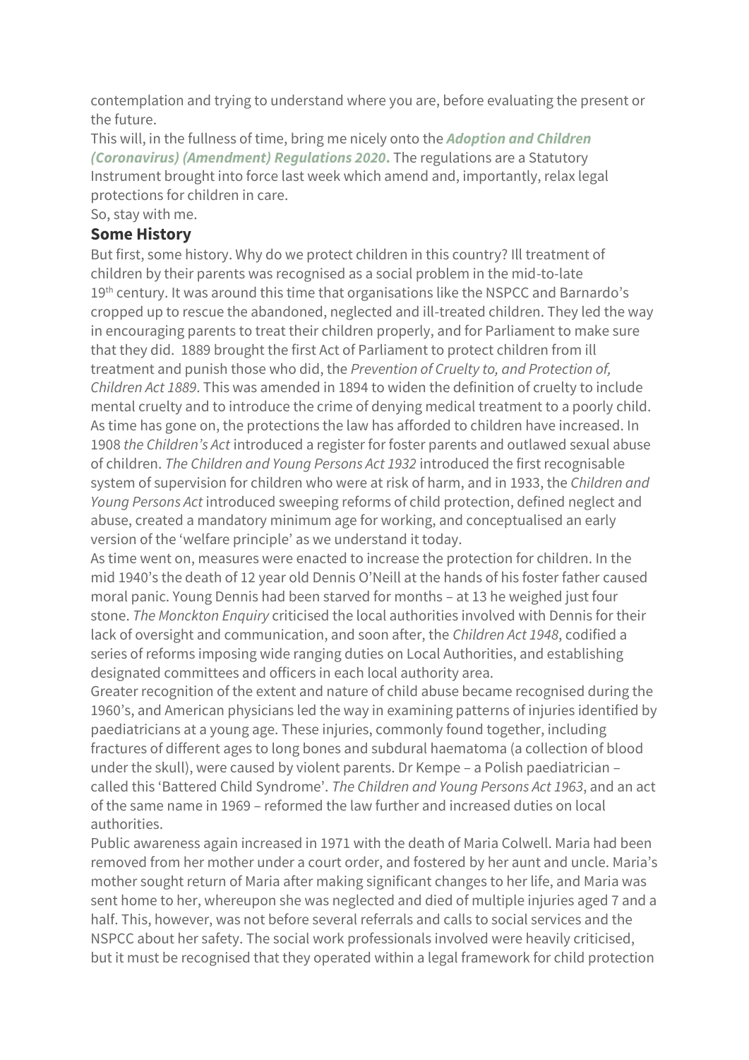contemplation and trying to understand where you are, before evaluating the present or the future.

This will, in the fullness of time, bring me nicely onto the ***Adoption and Children (Coronavirus) (Amendment) Regulations 2020*.** The regulations are a Statutory Instrument brought into force last week which amend and, importantly, relax legal protections for children in care.

So, stay with me.

## Some History

But first, some history. Why do we protect children in this country? Ill treatment of children by their parents was recognised as a social problem in the mid-to-late 19th century. It was around this time that organisations like the NSPCC and Barnardo's cropped up to rescue the abandoned, neglected and ill-treated children. They led the way in encouraging parents to treat their children properly, and for Parliament to make sure that they did. 1889 brought the first Act of Parliament to protect children from ill treatment and punish those who did, the *Prevention of Cruelty to, and Protection of, Children Act 1889*. This was amended in 1894 to widen the definition of cruelty to include mental cruelty and to introduce the crime of denying medical treatment to a poorly child. As time has gone on, the protections the law has afforded to children have increased. In 1908 *the Children's Act* introduced a register for foster parents and outlawed sexual abuse of children. *The Children and Young Persons Act 1932* introduced the first recognisable system of supervision for children who were at risk of harm, and in 1933, the *Children and Young Persons Act* introduced sweeping reforms of child protection, defined neglect and abuse, created a mandatory minimum age for working, and conceptualised an early version of the 'welfare principle' as we understand it today.

As time went on, measures were enacted to increase the protection for children. In the mid 1940's the death of 12 year old Dennis O'Neill at the hands of his foster father caused moral panic. Young Dennis had been starved for months – at 13 he weighed just four stone. *The Monckton Enquiry* criticised the local authorities involved with Dennis for their lack of oversight and communication, and soon after, the *Children Act 1948*, codified a series of reforms imposing wide ranging duties on Local Authorities, and establishing designated committees and officers in each local authority area.

Greater recognition of the extent and nature of child abuse became recognised during the 1960's, and American physicians led the way in examining patterns of injuries identified by paediatricians at a young age. These injuries, commonly found together, including fractures of different ages to long bones and subdural haematoma (a collection of blood under the skull), were caused by violent parents. Dr Kempe – a Polish paediatrician – called this 'Battered Child Syndrome'. *The Children and Young Persons Act 1963*, and an act of the same name in 1969 – reformed the law further and increased duties on local authorities.

Public awareness again increased in 1971 with the death of Maria Colwell. Maria had been removed from her mother under a court order, and fostered by her aunt and uncle. Maria's mother sought return of Maria after making significant changes to her life, and Maria was sent home to her, whereupon she was neglected and died of multiple injuries aged 7 and a half. This, however, was not before several referrals and calls to social services and the NSPCC about her safety. The social work professionals involved were heavily criticised, but it must be recognised that they operated within a legal framework for child protection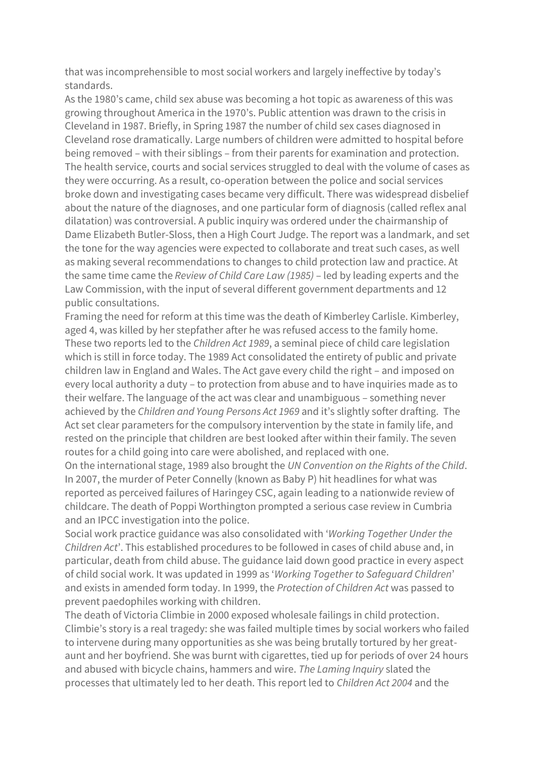that was incomprehensible to most social workers and largely ineffective by today's standards.

As the 1980's came, child sex abuse was becoming a hot topic as awareness of this was growing throughout America in the 1970's. Public attention was drawn to the crisis in Cleveland in 1987. Briefly, in Spring 1987 the number of child sex cases diagnosed in Cleveland rose dramatically. Large numbers of children were admitted to hospital before being removed – with their siblings – from their parents for examination and protection. The health service, courts and social services struggled to deal with the volume of cases as they were occurring. As a result, co-operation between the police and social services broke down and investigating cases became very difficult. There was widespread disbelief about the nature of the diagnoses, and one particular form of diagnosis (called reflex anal dilatation) was controversial. A public inquiry was ordered under the chairmanship of Dame Elizabeth Butler-Sloss, then a High Court Judge. The report was a landmark, and set the tone for the way agencies were expected to collaborate and treat such cases, as well as making several recommendations to changes to child protection law and practice. At the same time came the *Review of Child Care Law (1985)* – led by leading experts and the Law Commission, with the input of several different government departments and 12 public consultations.

Framing the need for reform at this time was the death of Kimberley Carlisle. Kimberley, aged 4, was killed by her stepfather after he was refused access to the family home. These two reports led to the *Children Act 1989*, a seminal piece of child care legislation which is still in force today. The 1989 Act consolidated the entirety of public and private children law in England and Wales. The Act gave every child the right – and imposed on every local authority a duty – to protection from abuse and to have inquiries made as to their welfare. The language of the act was clear and unambiguous – something never achieved by the *Children and Young Persons Act 1969* and it's slightly softer drafting. The Act set clear parameters for the compulsory intervention by the state in family life, and rested on the principle that children are best looked after within their family. The seven routes for a child going into care were abolished, and replaced with one.

On the international stage, 1989 also brought the *UN Convention on the Rights of the Child*. In 2007, the murder of Peter Connelly (known as Baby P) hit headlines for what was reported as perceived failures of Haringey CSC, again leading to a nationwide review of childcare. The death of Poppi Worthington prompted a serious case review in Cumbria and an IPCC investigation into the police.

Social work practice guidance was also consolidated with '*Working Together Under the Children Act*'. This established procedures to be followed in cases of child abuse and, in particular, death from child abuse. The guidance laid down good practice in every aspect of child social work. It was updated in 1999 as '*Working Together to Safeguard Children*' and exists in amended form today. In 1999, the *Protection of Children Act* was passed to prevent paedophiles working with children.

The death of Victoria Climbie in 2000 exposed wholesale failings in child protection. Climbie's story is a real tragedy: she was failed multiple times by social workers who failed to intervene during many opportunities as she was being brutally tortured by her great-aunt and her boyfriend. She was burnt with cigarettes, tied up for periods of over 24 hours and abused with bicycle chains, hammers and wire. *The Laming Inquiry* slated the processes that ultimately led to her death. This report led to *Children Act 2004* and the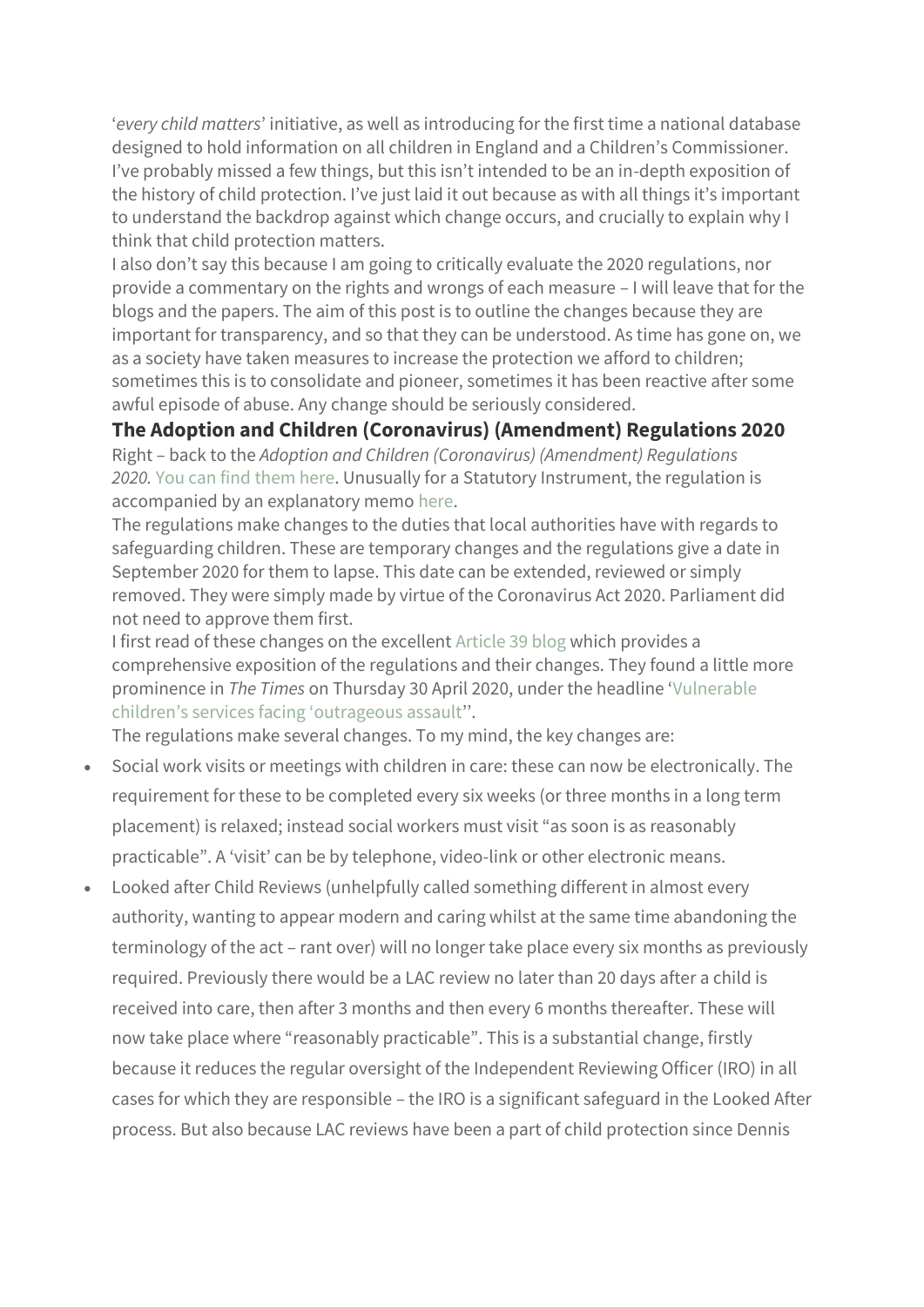'*every child matters*' initiative, as well as introducing for the first time a national database designed to hold information on all children in England and a Children's Commissioner. I've probably missed a few things, but this isn't intended to be an in-depth exposition of the history of child protection. I've just laid it out because as with all things it's important to understand the backdrop against which change occurs, and crucially to explain why I think that child protection matters.

I also don't say this because I am going to critically evaluate the 2020 regulations, nor provide a commentary on the rights and wrongs of each measure – I will leave that for the blogs and the papers. The aim of this post is to outline the changes because they are important for transparency, and so that they can be understood. As time has gone on, we as a society have taken measures to increase the protection we afford to children; sometimes this is to consolidate and pioneer, sometimes it has been reactive after some awful episode of abuse. Any change should be seriously considered.

### The Adoption and Children (Coronavirus) (Amendment) Regulations 2020

Right – back to the *Adoption and Children (Coronavirus) (Amendment) Regulations 2020.* You can find them here. Unusually for a Statutory Instrument, the regulation is accompanied by an explanatory memo here.

The regulations make changes to the duties that local authorities have with regards to safeguarding children. These are temporary changes and the regulations give a date in September 2020 for them to lapse. This date can be extended, reviewed or simply removed. They were simply made by virtue of the Coronavirus Act 2020. Parliament did not need to approve them first.

I first read of these changes on the excellent Article 39 blog which provides a comprehensive exposition of the regulations and their changes. They found a little more prominence in *The Times* on Thursday 30 April 2020, under the headline 'Vulnerable children's services facing 'outrageous assault''.

The regulations make several changes. To my mind, the key changes are:

- Social work visits or meetings with children in care: these can now be electronically. The requirement for these to be completed every six weeks (or three months in a long term placement) is relaxed; instead social workers must visit "as soon is as reasonably practicable". A 'visit' can be by telephone, video-link or other electronic means.
- Looked after Child Reviews (unhelpfully called something different in almost every authority, wanting to appear modern and caring whilst at the same time abandoning the terminology of the act – rant over) will no longer take place every six months as previously required. Previously there would be a LAC review no later than 20 days after a child is received into care, then after 3 months and then every 6 months thereafter. These will now take place where "reasonably practicable". This is a substantial change, firstly because it reduces the regular oversight of the Independent Reviewing Officer (IRO) in all cases for which they are responsible – the IRO is a significant safeguard in the Looked After process. But also because LAC reviews have been a part of child protection since Dennis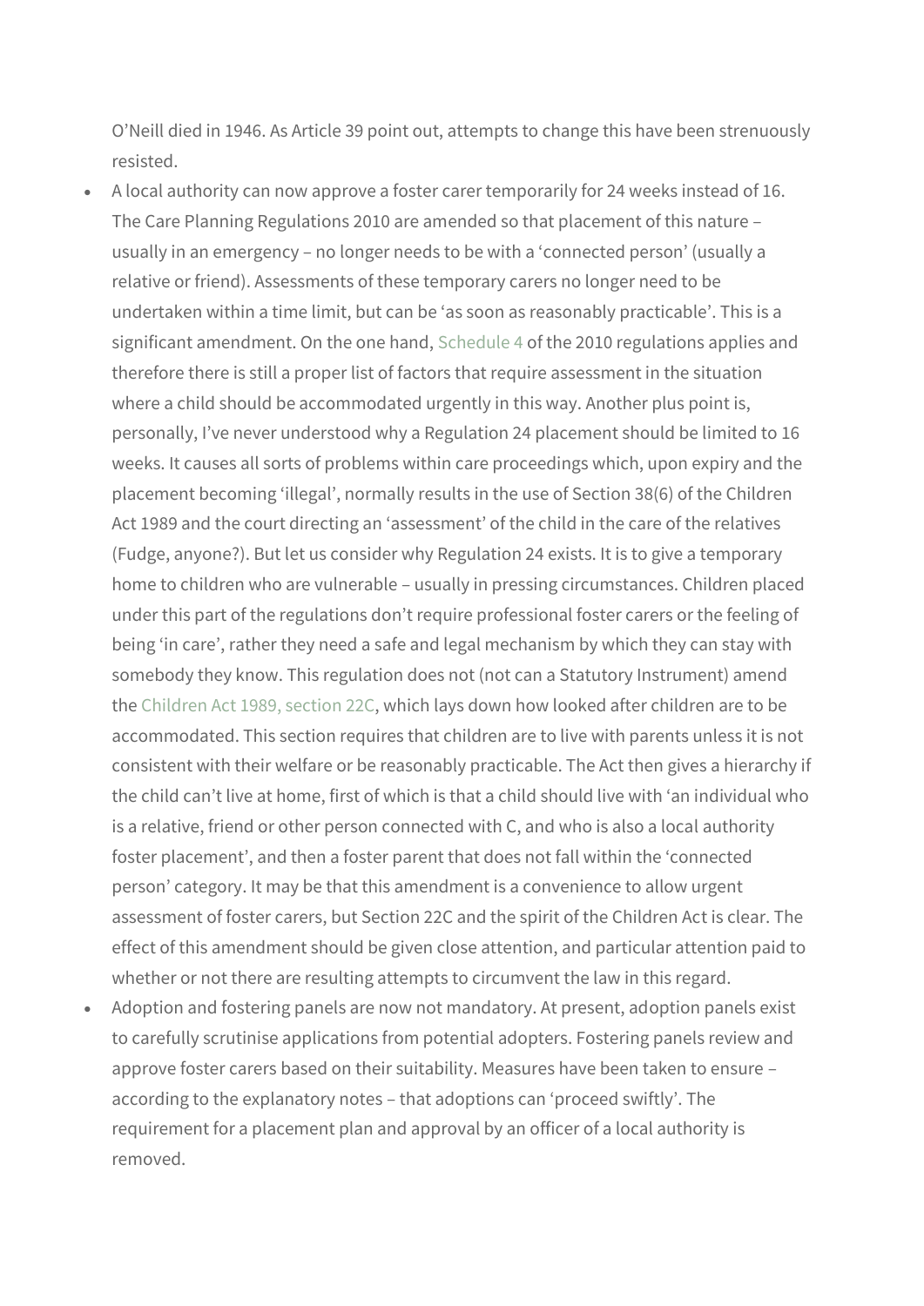O'Neill died in 1946. As Article 39 point out, attempts to change this have been strenuously resisted.

- A local authority can now approve a foster carer temporarily for 24 weeks instead of 16. The Care Planning Regulations 2010 are amended so that placement of this nature – usually in an emergency – no longer needs to be with a 'connected person' (usually a relative or friend). Assessments of these temporary carers no longer need to be undertaken within a time limit, but can be 'as soon as reasonably practicable'. This is a significant amendment. On the one hand, Schedule 4 of the 2010 regulations applies and therefore there is still a proper list of factors that require assessment in the situation where a child should be accommodated urgently in this way. Another plus point is, personally, I've never understood why a Regulation 24 placement should be limited to 16 weeks. It causes all sorts of problems within care proceedings which, upon expiry and the placement becoming 'illegal', normally results in the use of Section 38(6) of the Children Act 1989 and the court directing an 'assessment' of the child in the care of the relatives (Fudge, anyone?). But let us consider why Regulation 24 exists. It is to give a temporary home to children who are vulnerable – usually in pressing circumstances. Children placed under this part of the regulations don't require professional foster carers or the feeling of being 'in care', rather they need a safe and legal mechanism by which they can stay with somebody they know. This regulation does not (not can a Statutory Instrument) amend the Children Act 1989, section 22C, which lays down how looked after children are to be accommodated. This section requires that children are to live with parents unless it is not consistent with their welfare or be reasonably practicable. The Act then gives a hierarchy if the child can't live at home, first of which is that a child should live with 'an individual who is a relative, friend or other person connected with C, and who is also a local authority foster placement', and then a foster parent that does not fall within the 'connected person' category. It may be that this amendment is a convenience to allow urgent assessment of foster carers, but Section 22C and the spirit of the Children Act is clear. The effect of this amendment should be given close attention, and particular attention paid to whether or not there are resulting attempts to circumvent the law in this regard.
- Adoption and fostering panels are now not mandatory. At present, adoption panels exist to carefully scrutinise applications from potential adopters. Fostering panels review and approve foster carers based on their suitability. Measures have been taken to ensure – according to the explanatory notes – that adoptions can 'proceed swiftly'. The requirement for a placement plan and approval by an officer of a local authority is removed.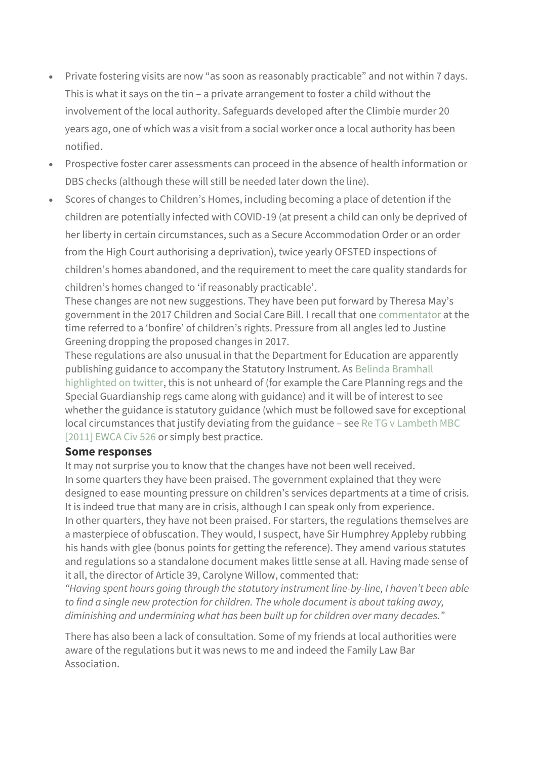- Private fostering visits are now "as soon as reasonably practicable" and not within 7 days. This is what it says on the tin – a private arrangement to foster a child without the involvement of the local authority. Safeguards developed after the Climbie murder 20 years ago, one of which was a visit from a social worker once a local authority has been notified.
- Prospective foster carer assessments can proceed in the absence of health information or DBS checks (although these will still be needed later down the line).
- Scores of changes to Children's Homes, including becoming a place of detention if the children are potentially infected with COVID-19 (at present a child can only be deprived of her liberty in certain circumstances, such as a Secure Accommodation Order or an order from the High Court authorising a deprivation), twice yearly OFSTED inspections of children's homes abandoned, and the requirement to meet the care quality standards for children's homes changed to 'if reasonably practicable'.

These changes are not new suggestions. They have been put forward by Theresa May's government in the 2017 Children and Social Care Bill. I recall that one commentator at the time referred to a 'bonfire' of children's rights. Pressure from all angles led to Justine Greening dropping the proposed changes in 2017.

These regulations are also unusual in that the Department for Education are apparently publishing guidance to accompany the Statutory Instrument. As Belinda Bramhall highlighted on twitter, this is not unheard of (for example the Care Planning regs and the Special Guardianship regs came along with guidance) and it will be of interest to see whether the guidance is statutory guidance (which must be followed save for exceptional local circumstances that justify deviating from the guidance – see Re TG v Lambeth MBC [2011] EWCA Civ 526 or simply best practice.

### Some responses

It may not surprise you to know that the changes have not been well received.

In some quarters they have been praised. The government explained that they were designed to ease mounting pressure on children's services departments at a time of crisis. It is indeed true that many are in crisis, although I can speak only from experience.

In other quarters, they have not been praised. For starters, the regulations themselves are a masterpiece of obfuscation. They would, I suspect, have Sir Humphrey Appleby rubbing his hands with glee (bonus points for getting the reference). They amend various statutes and regulations so a standalone document makes little sense at all. Having made sense of it all, the director of Article 39, Carolyne Willow, commented that:

*"Having spent hours going through the statutory instrument line-by-line, I haven't been able to find a single new protection for children. The whole document is about taking away, diminishing and undermining what has been built up for children over many decades."*

There has also been a lack of consultation. Some of my friends at local authorities were aware of the regulations but it was news to me and indeed the Family Law Bar Association.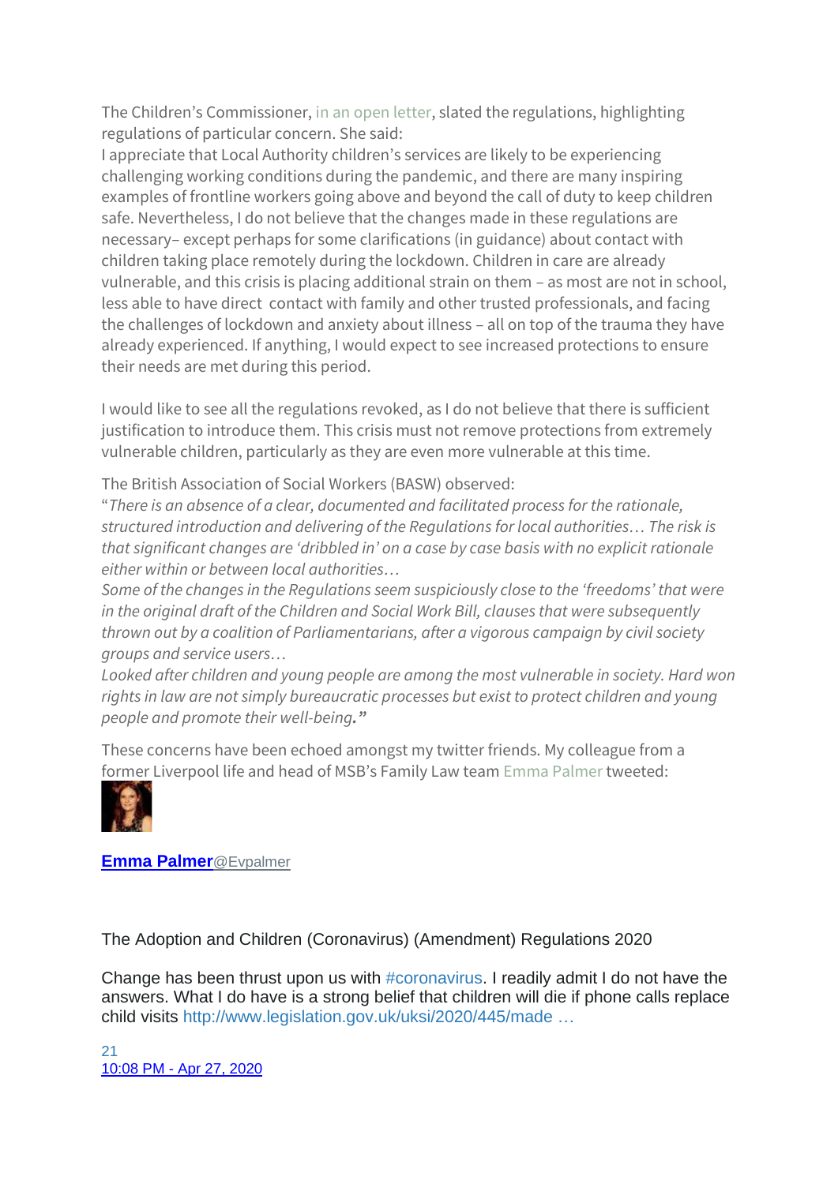The Children's Commissioner, in an open letter, slated the regulations, highlighting regulations of particular concern. She said:

I appreciate that Local Authority children's services are likely to be experiencing challenging working conditions during the pandemic, and there are many inspiring examples of frontline workers going above and beyond the call of duty to keep children safe. Nevertheless, I do not believe that the changes made in these regulations are necessary– except perhaps for some clarifications (in guidance) about contact with children taking place remotely during the lockdown. Children in care are already vulnerable, and this crisis is placing additional strain on them – as most are not in school, less able to have direct contact with family and other trusted professionals, and facing the challenges of lockdown and anxiety about illness – all on top of the trauma they have already experienced. If anything, I would expect to see increased protections to ensure their needs are met during this period.

I would like to see all the regulations revoked, as I do not believe that there is sufficient justification to introduce them. This crisis must not remove protections from extremely vulnerable children, particularly as they are even more vulnerable at this time.

The British Association of Social Workers (BASW) observed:

"*There is an absence of a clear, documented and facilitated process for the rationale, structured introduction and delivering of the Regulations for local authorities… The risk is that significant changes are 'dribbled in' on a case by case basis with no explicit rationale either within or between local authorities…*

*Some of the changes in the Regulations seem suspiciously close to the 'freedoms' that were in the original draft of the Children and Social Work Bill, clauses that were subsequently thrown out by a coalition of Parliamentarians, after a vigorous campaign by civil society groups and service users…*

*Looked after children and young people are among the most vulnerable in society. Hard won rights in law are not simply bureaucratic processes but exist to protect children and young people and promote their well-being.***"**

These concerns have been echoed amongst my twitter friends. My colleague from a former Liverpool life and head of MSB's Family Law team Emma Palmer tweeted:

**Emma Palmer**@Evpalmer

The Adoption and Children (Coronavirus) (Amendment) Regulations 2020

Change has been thrust upon us with #coronavirus. I readily admit I do not have the answers. What I do have is a strong belief that children will die if phone calls replace child visits http://www.legislation.gov.uk/uksi/2020/445/made …

21

10:08 PM - Apr 27, 2020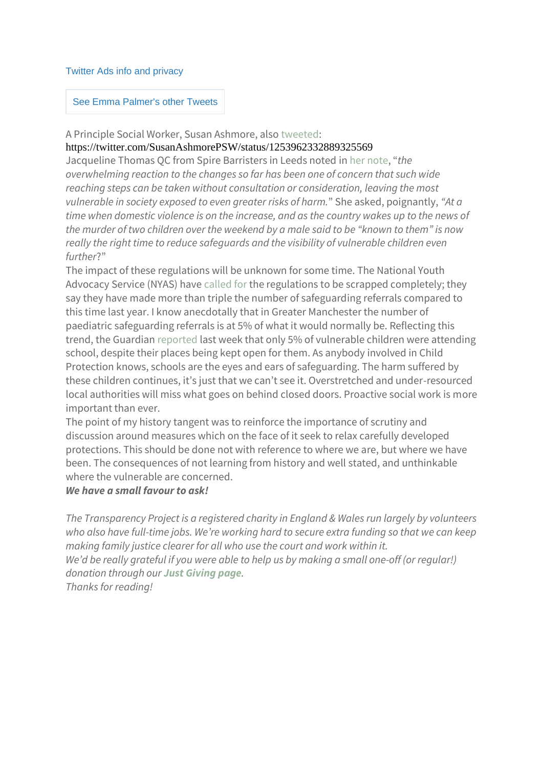Twitter Ads info and privacy

See Emma Palmer's other Tweets

A Principle Social Worker, Susan Ashmore, also tweeted:
https://twitter.com/SusanAshmorePSW/status/1253962332889325569
Jacqueline Thomas QC from Spire Barristers in Leeds noted in her note, "*the overwhelming reaction to the changes so far has been one of concern that such wide reaching steps can be taken without consultation or consideration, leaving the most vulnerable in society exposed to even greater risks of harm.*" She asked, poignantly, *"At a time when domestic violence is on the increase, and as the country wakes up to the news of the murder of two children over the weekend by a male said to be "known to them" is now really the right time to reduce safeguards and the visibility of vulnerable children even further*?"
The impact of these regulations will be unknown for some time. The National Youth Advocacy Service (NYAS) have called for the regulations to be scrapped completely; they say they have made more than triple the number of safeguarding referrals compared to this time last year. I know anecdotally that in Greater Manchester the number of paediatric safeguarding referrals is at 5% of what it would normally be. Reflecting this trend, the Guardian reported last week that only 5% of vulnerable children were attending school, despite their places being kept open for them. As anybody involved in Child Protection knows, schools are the eyes and ears of safeguarding. The harm suffered by these children continues, it's just that we can't see it. Overstretched and under-resourced local authorities will miss what goes on behind closed doors. Proactive social work is more important than ever.
The point of my history tangent was to reinforce the importance of scrutiny and discussion around measures which on the face of it seek to relax carefully developed protections. This should be done not with reference to where we are, but where we have been. The consequences of not learning from history and well stated, and unthinkable where the vulnerable are concerned.
***We have a small favour to ask!***

*The Transparency Project is a registered charity in England & Wales run largely by volunteers who also have full-time jobs. We're working hard to secure extra funding so that we can keep making family justice clearer for all who use the court and work within it.*
*We'd be really grateful if you were able to help us by making a small one-off (or regular!) donation through our **Just Giving page**.*
*Thanks for reading!*